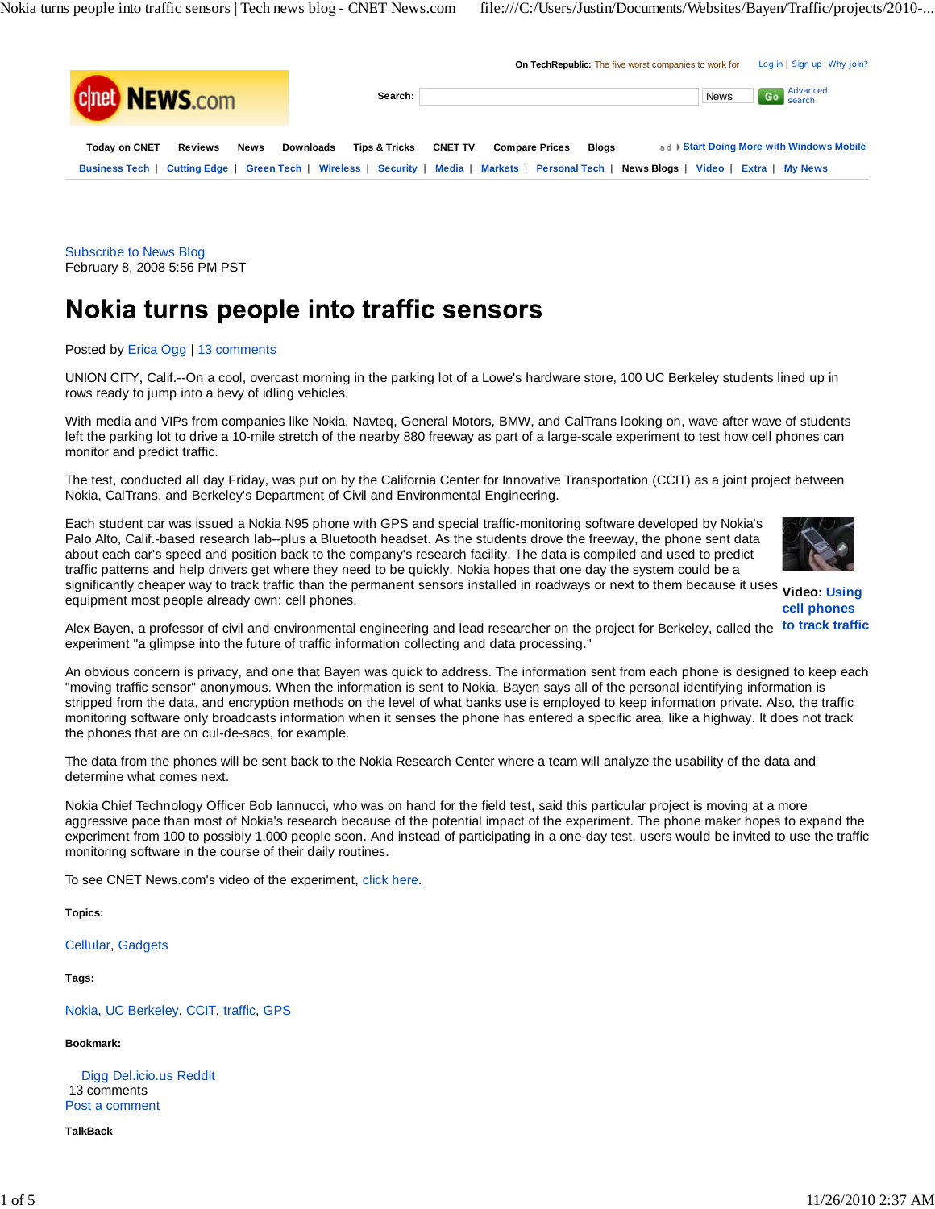On TechRepublic: The five worst companies to work for — Log in | Sign up | Why join?

Search: News Go Advanced search

Today on CNET | Reviews | News | Downloads | Tips & Tricks | CNET TV | Compare Prices | Blogs

ad ▸ Start Doing More with Windows Mobile

Business Tech | Cutting Edge | Green Tech | Wireless | Security | Media | Markets | Personal Tech | News Blogs | Video | Extra | My News

Subscribe to News Blog

February 8, 2008 5:56 PM PST

# Nokia turns people into traffic sensors

Posted by Erica Ogg | 13 comments

UNION CITY, Calif.--On a cool, overcast morning in the parking lot of a Lowe's hardware store, 100 UC Berkeley students lined up in rows ready to jump into a bevy of idling vehicles.

With media and VIPs from companies like Nokia, Navteq, General Motors, BMW, and CalTrans looking on, wave after wave of students left the parking lot to drive a 10-mile stretch of the nearby 880 freeway as part of a large-scale experiment to test how cell phones can monitor and predict traffic.

The test, conducted all day Friday, was put on by the California Center for Innovative Transportation (CCIT) as a joint project between Nokia, CalTrans, and Berkeley's Department of Civil and Environmental Engineering.

Each student car was issued a Nokia N95 phone with GPS and special traffic-monitoring software developed by Nokia's Palo Alto, Calif.-based research lab--plus a Bluetooth headset. As the students drove the freeway, the phone sent data about each car's speed and position back to the company's research facility. The data is compiled and used to predict traffic patterns and help drivers get where they need to be quickly. Nokia hopes that one day the system could be a significantly cheaper way to track traffic than the permanent sensors installed in roadways or next to them because it uses equipment most people already own: cell phones.

**Video:** Using cell phones to track traffic

Alex Bayen, a professor of civil and environmental engineering and lead researcher on the project for Berkeley, called the experiment "a glimpse into the future of traffic information collecting and data processing."

An obvious concern is privacy, and one that Bayen was quick to address. The information sent from each phone is designed to keep each "moving traffic sensor" anonymous. When the information is sent to Nokia, Bayen says all of the personal identifying information is stripped from the data, and encryption methods on the level of what banks use is employed to keep information private. Also, the traffic monitoring software only broadcasts information when it senses the phone has entered a specific area, like a highway. It does not track the phones that are on cul-de-sacs, for example.

The data from the phones will be sent back to the Nokia Research Center where a team will analyze the usability of the data and determine what comes next.

Nokia Chief Technology Officer Bob Iannucci, who was on hand for the field test, said this particular project is moving at a more aggressive pace than most of Nokia's research because of the potential impact of the experiment. The phone maker hopes to expand the experiment from 100 to possibly 1,000 people soon. And instead of participating in a one-day test, users would be invited to use the traffic monitoring software in the course of their daily routines.

To see CNET News.com's video of the experiment, click here.

**Topics:**

Cellular, Gadgets

**Tags:**

Nokia, UC Berkeley, CCIT, traffic, GPS

**Bookmark:**

Digg Del.icio.us Reddit

13 comments

Post a comment

**TalkBack**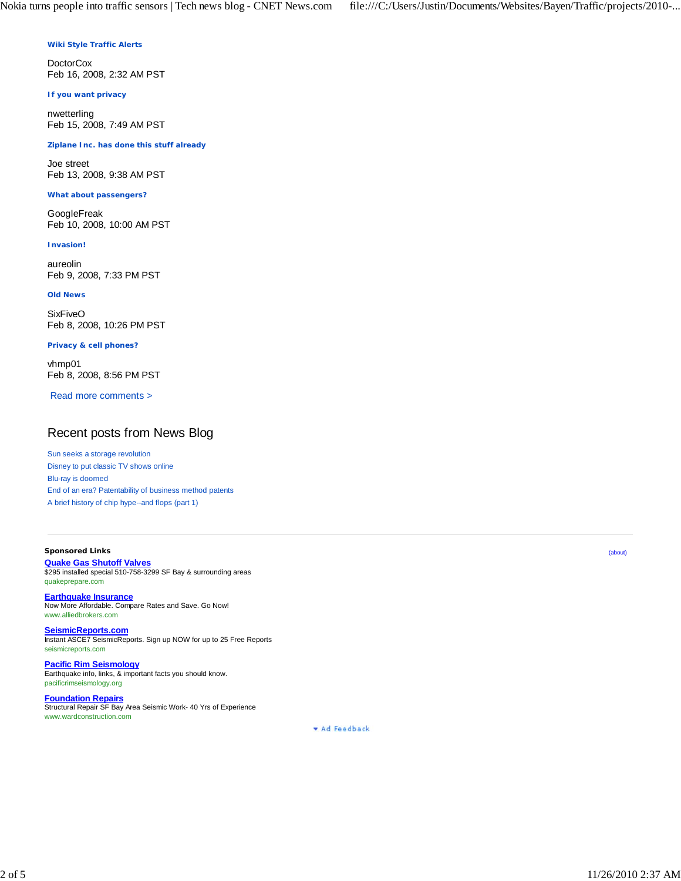**Wiki Style Traffic Alerts**

DoctorCox
Feb 16, 2008, 2:32 AM PST

**If you want privacy**

nwetterling
Feb 15, 2008, 7:49 AM PST

**Ziplane Inc. has done this stuff already**

Joe street
Feb 13, 2008, 9:38 AM PST

**What about passengers?**

GoogleFreak
Feb 10, 2008, 10:00 AM PST

**Invasion!**

aureolin
Feb 9, 2008, 7:33 PM PST

**Old News**

SixFiveO
Feb 8, 2008, 10:26 PM PST

**Privacy & cell phones?**

vhmp01
Feb 8, 2008, 8:56 PM PST

Read more comments >

## Recent posts from News Blog

- Sun seeks a storage revolution
- Disney to put classic TV shows online
- Blu-ray is doomed
- End of an era? Patentability of business method patents
- A brief history of chip hype--and flops (part 1)

---

**Sponsored Links** (about)

**Quake Gas Shutoff Valves**
$295 installed special 510-758-3299 SF Bay & surrounding areas
quakeprepare.com

**Earthquake Insurance**
Now More Affordable. Compare Rates and Save. Go Now!
www.alliedbrokers.com

**SeismicReports.com**
Instant ASCE7 SeismicReports. Sign up NOW for up to 25 Free Reports
seismicreports.com

**Pacific Rim Seismology**
Earthquake info, links, & important facts you should know.
pacificrimseismology.org

**Foundation Repairs**
Structural Repair SF Bay Area Seismic Work- 40 Yrs of Experience
www.wardconstruction.com

Ad Feedback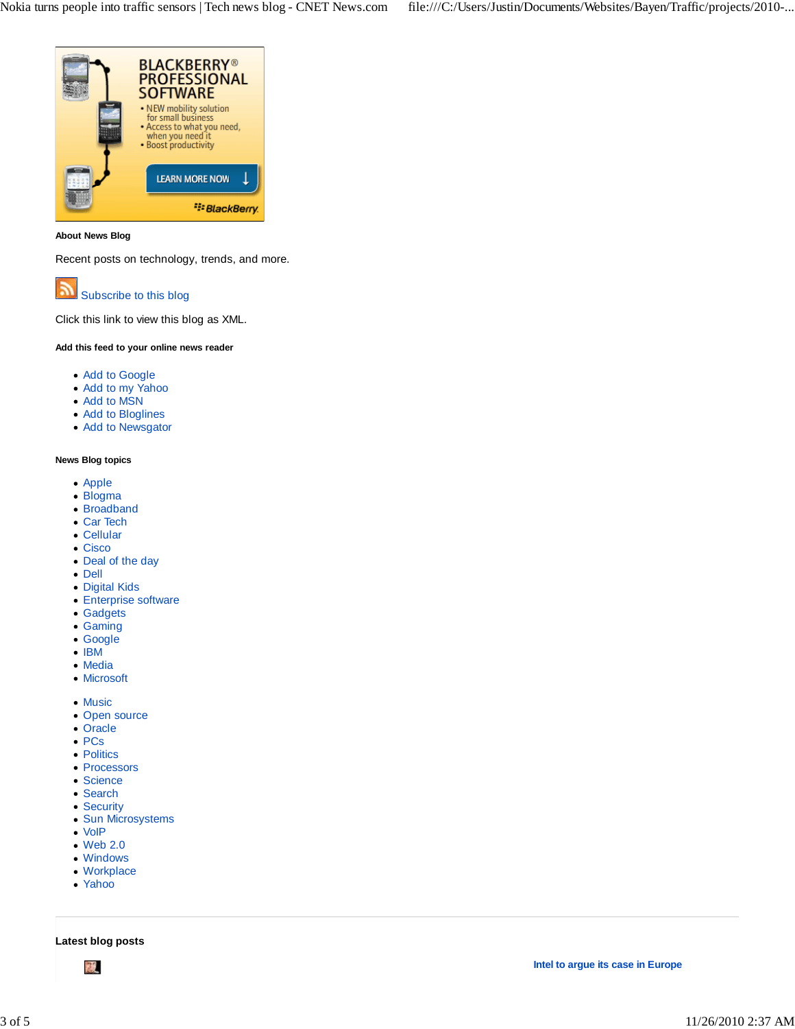#### About News Blog

Recent posts on technology, trends, and more.

Subscribe to this blog

Click this link to view this blog as XML.

##### Add this feed to your online news reader

- Add to Google
- Add to my Yahoo
- Add to MSN
- Add to Bloglines
- Add to Newsgator

##### News Blog topics

- Apple
- Blogma
- Broadband
- Car Tech
- Cellular
- Cisco
- Deal of the day
- Dell
- Digital Kids
- Enterprise software
- Gadgets
- Gaming
- Google
- IBM
- Media
- Microsoft
- Music
- Open source
- Oracle
- PCs
- Politics
- Processors
- Science
- Search
- Security
- Sun Microsystems
- VoIP
- Web 2.0
- Windows
- Workplace
- Yahoo

---

### Latest blog posts

**Intel to argue its case in Europe**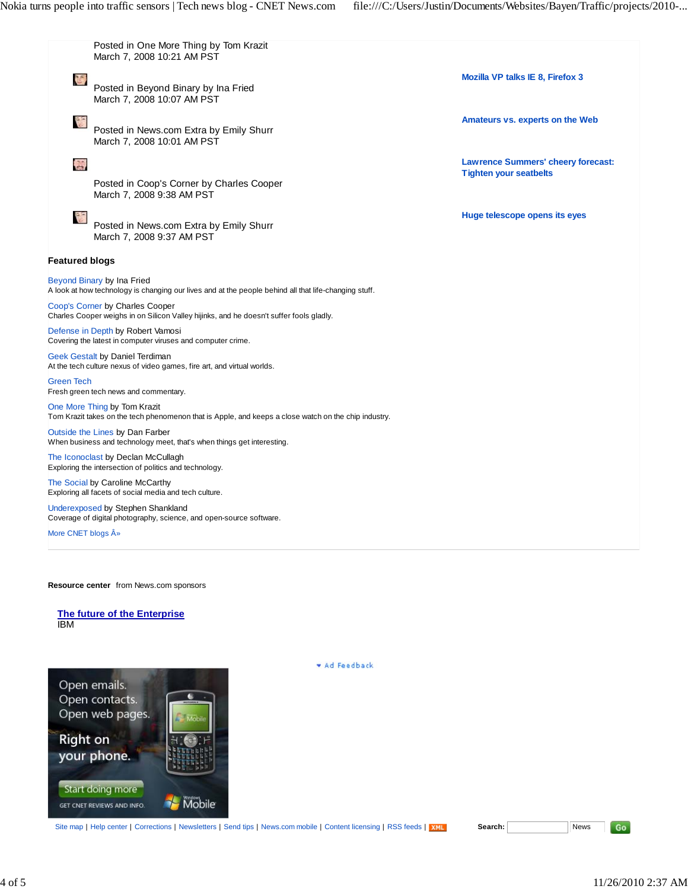Posted in One More Thing by Tom Krazit
March 7, 2008 10:21 AM PST

**Mozilla VP talks IE 8, Firefox 3**

Posted in Beyond Binary by Ina Fried
March 7, 2008 10:07 AM PST

**Amateurs vs. experts on the Web**

Posted in News.com Extra by Emily Shurr
March 7, 2008 10:01 AM PST

**Lawrence Summers' cheery forecast: Tighten your seatbelts**

Posted in Coop's Corner by Charles Cooper
March 7, 2008 9:38 AM PST

**Huge telescope opens its eyes**

Posted in News.com Extra by Emily Shurr
March 7, 2008 9:37 AM PST

**Featured blogs**

Beyond Binary by Ina Fried
A look at how technology is changing our lives and at the people behind all that life-changing stuff.

Coop's Corner by Charles Cooper
Charles Cooper weighs in on Silicon Valley hijinks, and he doesn't suffer fools gladly.

Defense in Depth by Robert Vamosi
Covering the latest in computer viruses and computer crime.

Geek Gestalt by Daniel Terdiman
At the tech culture nexus of video games, fire art, and virtual worlds.

Green Tech
Fresh green tech news and commentary.

One More Thing by Tom Krazit
Tom Krazit takes on the tech phenomenon that is Apple, and keeps a close watch on the chip industry.

Outside the Lines by Dan Farber
When business and technology meet, that's when things get interesting.

The Iconoclast by Declan McCullagh
Exploring the intersection of politics and technology.

The Social by Caroline McCarthy
Exploring all facets of social media and tech culture.

Underexposed by Stephen Shankland
Coverage of digital photography, science, and open-source software.

More CNET blogs Â»

**Resource center** from News.com sponsors

**The future of the Enterprise**
IBM

Ad Feedback

Open emails. Open contacts. Open web pages. Right on your phone. Start doing more. GET CNET REVIEWS AND INFO. Windows Mobile

Site map | Help center | Corrections | Newsletters | Send tips | News.com mobile | Content licensing | RSS feeds | XML

**Search:** News Go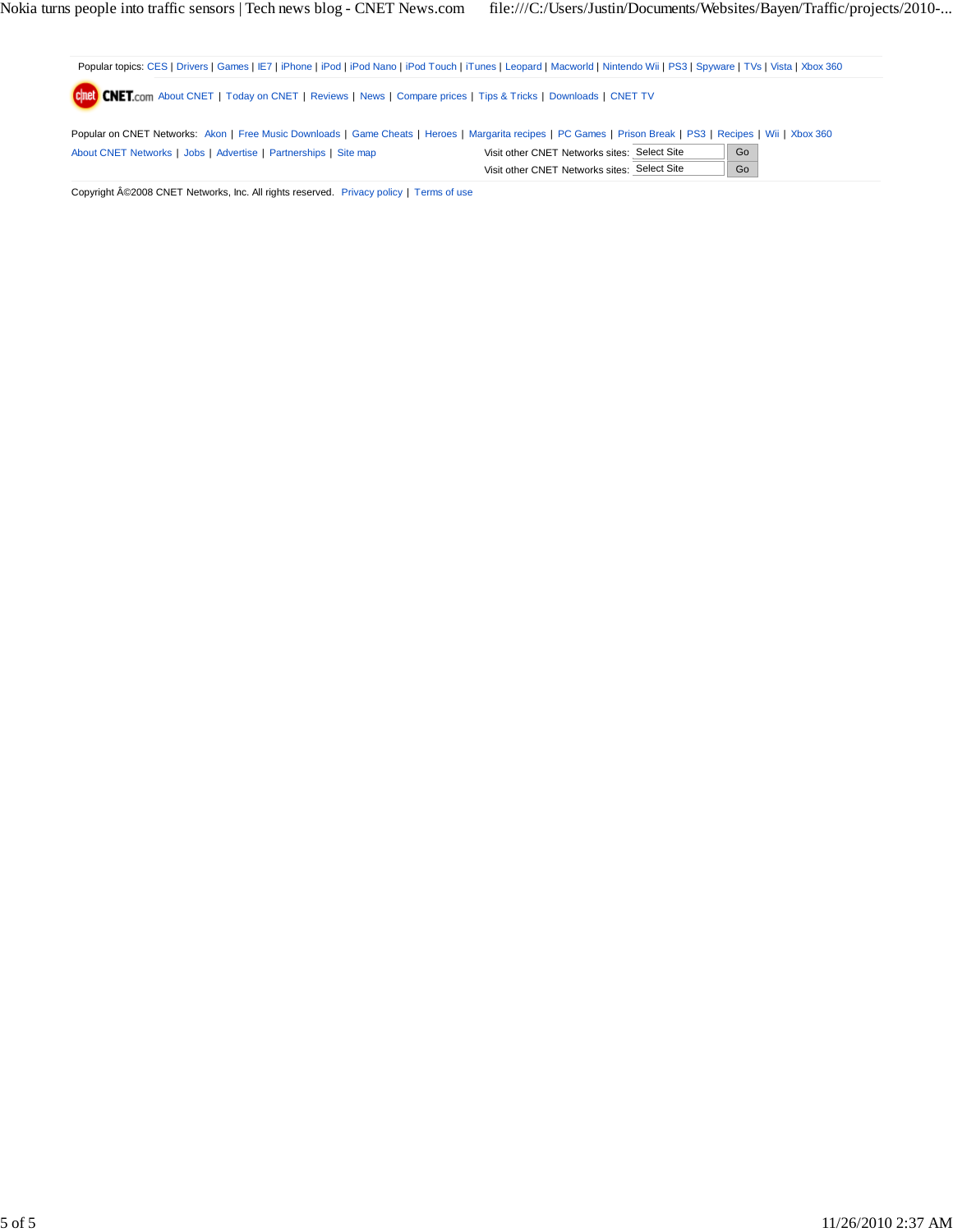Popular topics: CES | Drivers | Games | IE7 | iPhone | iPod | iPod Nano | iPod Touch | iTunes | Leopard | Macworld | Nintendo Wii | PS3 | Spyware | TVs | Vista | Xbox 360

CNET.com About CNET | Today on CNET | Reviews | News | Compare prices | Tips & Tricks | Downloads | CNET TV

Popular on CNET Networks: Akon | Free Music Downloads | Game Cheats | Heroes | Margarita recipes | PC Games | Prison Break | PS3 | Recipes | Wii | Xbox 360

About CNET Networks | Jobs | Advertise | Partnerships | Site map

Visit other CNET Networks sites: Select Site Go

Visit other CNET Networks sites: Select Site Go

Copyright Â©2008 CNET Networks, Inc. All rights reserved. Privacy policy | Terms of use